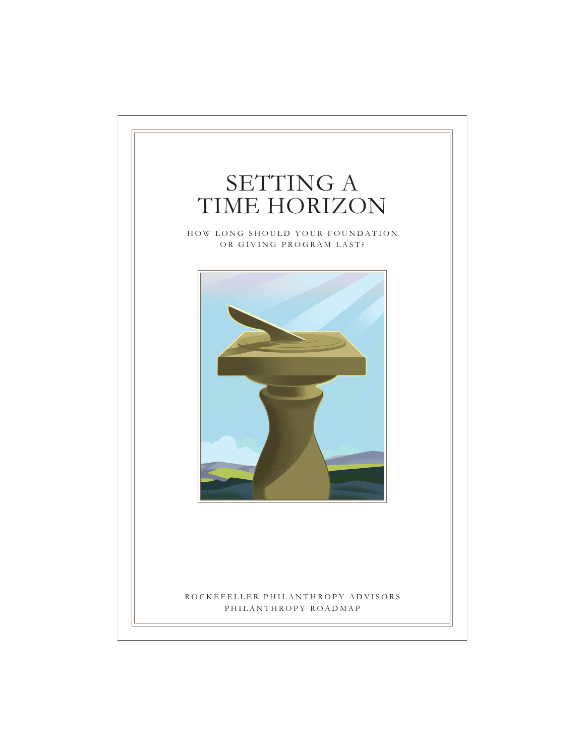# SETTING A TIME HORIZON

HOW LONG SHOULD YOUR FOUNDATION OR GIVING PROGRAM LAST?

ROCKEFELLER PHILANTHROPY ADVISORS

PHILANTHROPY ROADMAP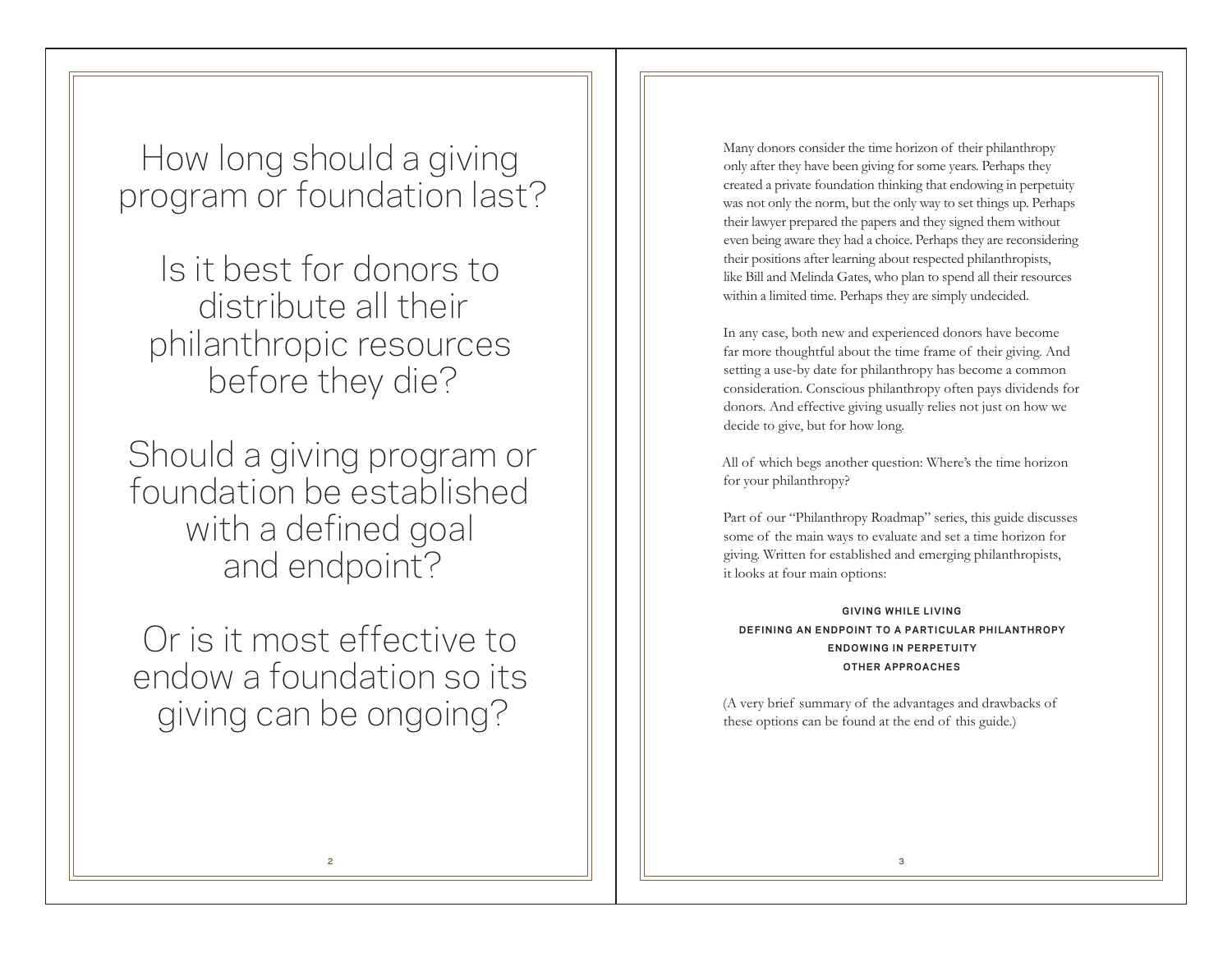How long should a giving program or foundation last?

Is it best for donors to distribute all their philanthropic resources before they die?

Should a giving program or foundation be established with a defined goal and endpoint?

Or is it most effective to endow a foundation so its giving can be ongoing?

Many donors consider the time horizon of their philanthropy only after they have been giving for some years. Perhaps they created a private foundation thinking that endowing in perpetuity was not only the norm, but the only way to set things up. Perhaps their lawyer prepared the papers and they signed them without even being aware they had a choice. Perhaps they are reconsidering their positions after learning about respected philanthropists, like Bill and Melinda Gates, who plan to spend all their resources within a limited time. Perhaps they are simply undecided.

In any case, both new and experienced donors have become far more thoughtful about the time frame of their giving. And setting a use-by date for philanthropy has become a common consideration. Conscious philanthropy often pays dividends for donors. And effective giving usually relies not just on how we decide to give, but for how long.

All of which begs another question: Where's the time horizon for your philanthropy?

Part of our "Philanthropy Roadmap" series, this guide discusses some of the main ways to evaluate and set a time horizon for giving. Written for established and emerging philanthropists, it looks at four main options:

**GIVING WHILE LIVING**
**DEFINING AN ENDPOINT TO A PARTICULAR PHILANTHROPY**
**ENDOWING IN PERPETUITY**
**OTHER APPROACHES**

(A very brief summary of the advantages and drawbacks of these options can be found at the end of this guide.)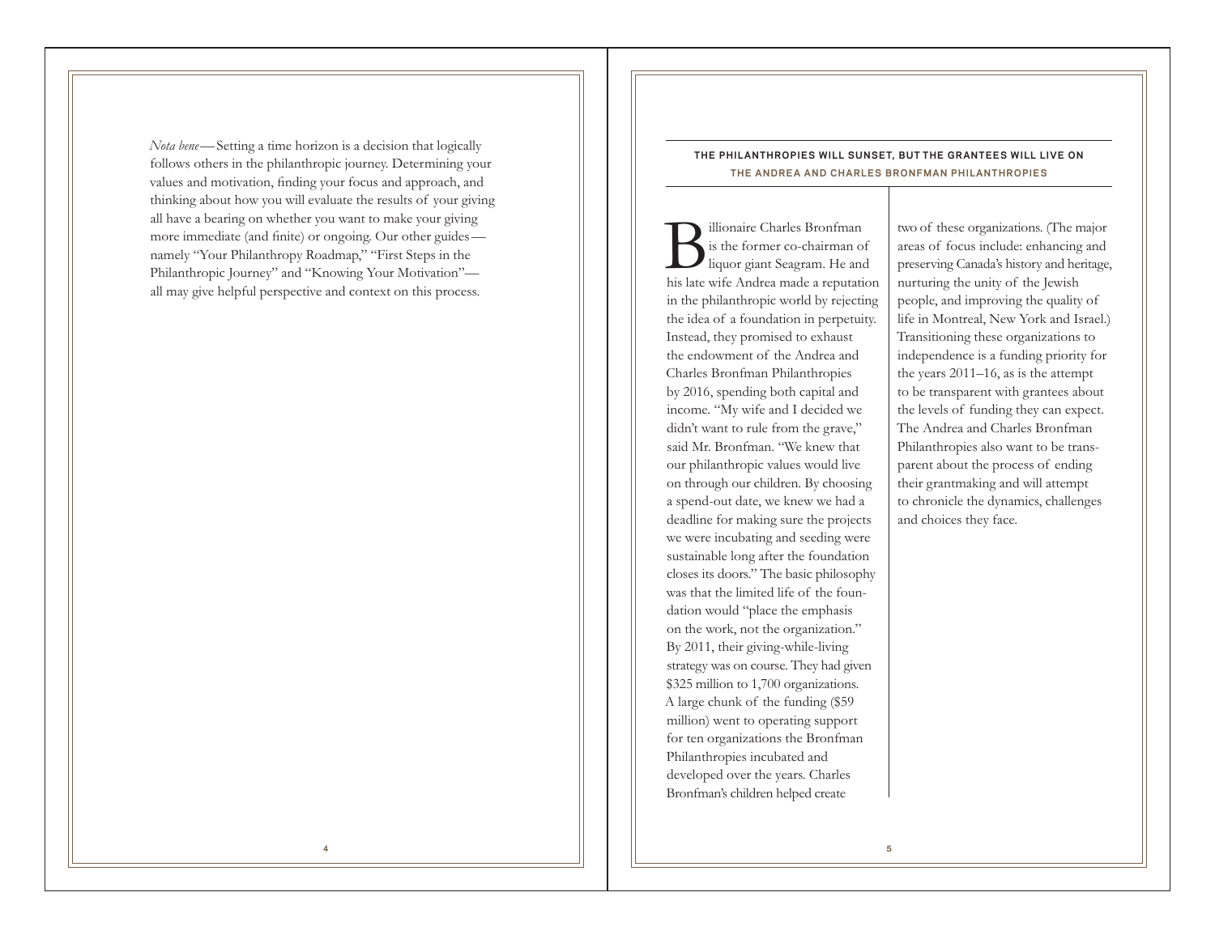*Nota bene*—Setting a time horizon is a decision that logically follows others in the philanthropic journey. Determining your values and motivation, finding your focus and approach, and thinking about how you will evaluate the results of your giving all have a bearing on whether you want to make your giving more immediate (and finite) or ongoing. Our other guides—namely "Your Philanthropy Roadmap," "First Steps in the Philanthropic Journey" and "Knowing Your Motivation"—all may give helpful perspective and context on this process.

## THE PHILANTHROPIES WILL SUNSET, BUT THE GRANTEES WILL LIVE ON

### THE ANDREA AND CHARLES BRONFMAN PHILANTHROPIES

Billionaire Charles Bronfman is the former co-chairman of liquor giant Seagram. He and his late wife Andrea made a reputation in the philanthropic world by rejecting the idea of a foundation in perpetuity. Instead, they promised to exhaust the endowment of the Andrea and Charles Bronfman Philanthropies by 2016, spending both capital and income. "My wife and I decided we didn't want to rule from the grave," said Mr. Bronfman. "We knew that our philanthropic values would live on through our children. By choosing a spend-out date, we knew we had a deadline for making sure the projects we were incubating and seeding were sustainable long after the foundation closes its doors." The basic philosophy was that the limited life of the foundation would "place the emphasis on the work, not the organization." By 2011, their giving-while-living strategy was on course. They had given $325 million to 1,700 organizations. A large chunk of the funding ($59 million) went to operating support for ten organizations the Bronfman Philanthropies incubated and developed over the years. Charles Bronfman's children helped create two of these organizations. (The major areas of focus include: enhancing and preserving Canada's history and heritage, nurturing the unity of the Jewish people, and improving the quality of life in Montreal, New York and Israel.) Transitioning these organizations to independence is a funding priority for the years 2011–16, as is the attempt to be transparent with grantees about the levels of funding they can expect. The Andrea and Charles Bronfman Philanthropies also want to be transparent about the process of ending their grantmaking and will attempt to chronicle the dynamics, challenges and choices they face.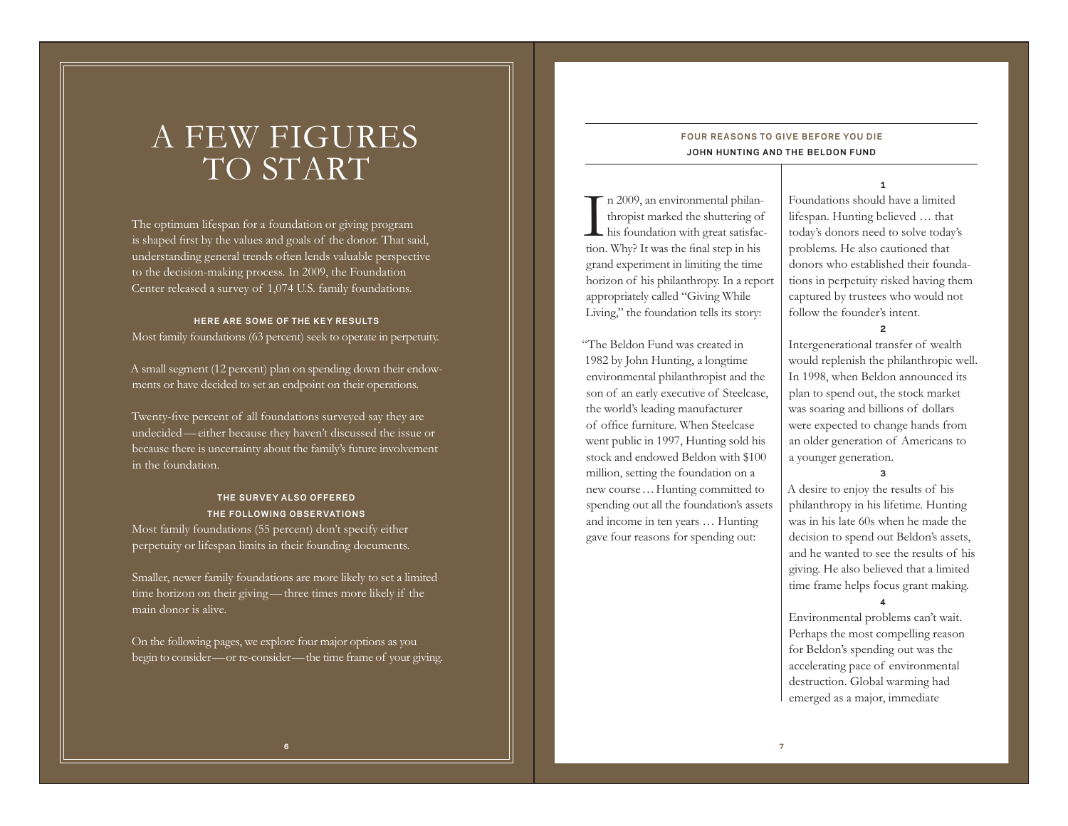# A FEW FIGURES TO START

The optimum lifespan for a foundation or giving program is shaped first by the values and goals of the donor. That said, understanding general trends often lends valuable perspective to the decision-making process. In 2009, the Foundation Center released a survey of 1,074 U.S. family foundations.

**HERE ARE SOME OF THE KEY RESULTS**

Most family foundations (63 percent) seek to operate in perpetuity.

A small segment (12 percent) plan on spending down their endowments or have decided to set an endpoint on their operations.

Twenty-five percent of all foundations surveyed say they are undecided — either because they haven't discussed the issue or because there is uncertainty about the family's future involvement in the foundation.

**THE SURVEY ALSO OFFERED THE FOLLOWING OBSERVATIONS**

Most family foundations (55 percent) don't specify either perpetuity or lifespan limits in their founding documents.

Smaller, newer family foundations are more likely to set a limited time horizon on their giving — three times more likely if the main donor is alive.

On the following pages, we explore four major options as you begin to consider — or re-consider — the time frame of your giving.

## FOUR REASONS TO GIVE BEFORE YOU DIE

### JOHN HUNTING AND THE BELDON FUND

In 2009, an environmental philanthropist marked the shuttering of his foundation with great satisfaction. Why? It was the final step in his grand experiment in limiting the time horizon of his philanthropy. In a report appropriately called "Giving While Living," the foundation tells its story:

"The Beldon Fund was created in 1982 by John Hunting, a longtime environmental philanthropist and the son of an early executive of Steelcase, the world's leading manufacturer of office furniture. When Steelcase went public in 1997, Hunting sold his stock and endowed Beldon with $100 million, setting the foundation on a new course … Hunting committed to spending out all the foundation's assets and income in ten years … Hunting gave four reasons for spending out:

**1**

Foundations should have a limited lifespan. Hunting believed … that today's donors need to solve today's problems. He also cautioned that donors who established their foundations in perpetuity risked having them captured by trustees who would not follow the founder's intent.

**2**

Intergenerational transfer of wealth would replenish the philanthropic well. In 1998, when Beldon announced its plan to spend out, the stock market was soaring and billions of dollars were expected to change hands from an older generation of Americans to a younger generation.

**3**

A desire to enjoy the results of his philanthropy in his lifetime. Hunting was in his late 60s when he made the decision to spend out Beldon's assets, and he wanted to see the results of his giving. He also believed that a limited time frame helps focus grant making.

**4**

Environmental problems can't wait. Perhaps the most compelling reason for Beldon's spending out was the accelerating pace of environmental destruction. Global warming had emerged as a major, immediate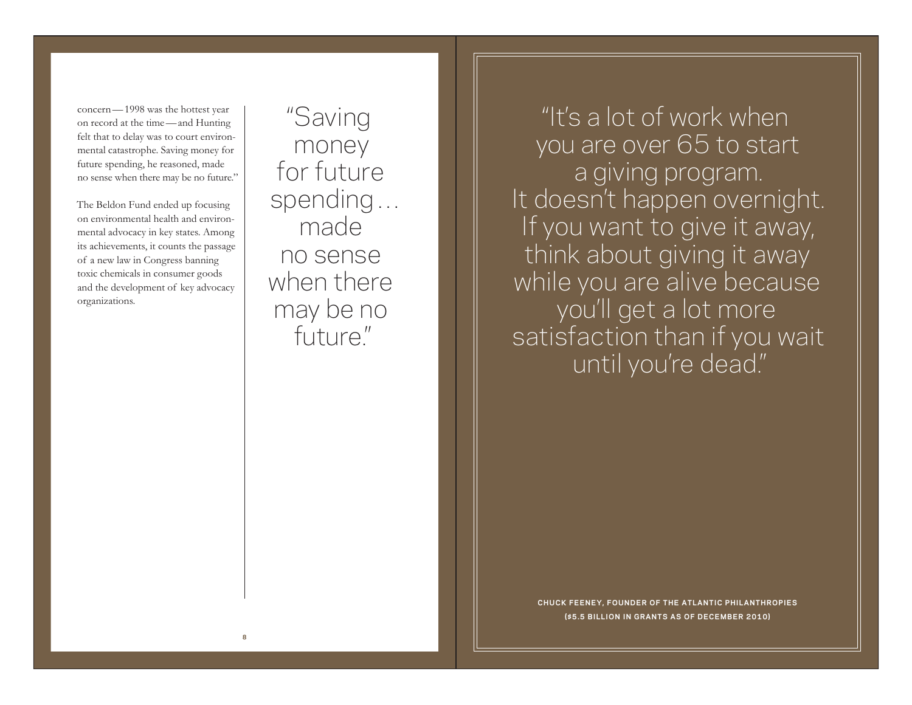concern — 1998 was the hottest year on record at the time — and Hunting felt that to delay was to court environmental catastrophe. Saving money for future spending, he reasoned, made no sense when there may be no future."

The Beldon Fund ended up focusing on environmental health and environmental advocacy in key states. Among its achievements, it counts the passage of a new law in Congress banning toxic chemicals in consumer goods and the development of key advocacy organizations.

> "Saving money for future spending … made no sense when there may be no future."

> "It's a lot of work when you are over 65 to start a giving program. It doesn't happen overnight. If you want to give it away, think about giving it away while you are alive because you'll get a lot more satisfaction than if you wait until you're dead."

**CHUCK FEENEY, FOUNDER OF THE ATLANTIC PHILANTHROPIES**
**($5.5 BILLION IN GRANTS AS OF DECEMBER 2010)**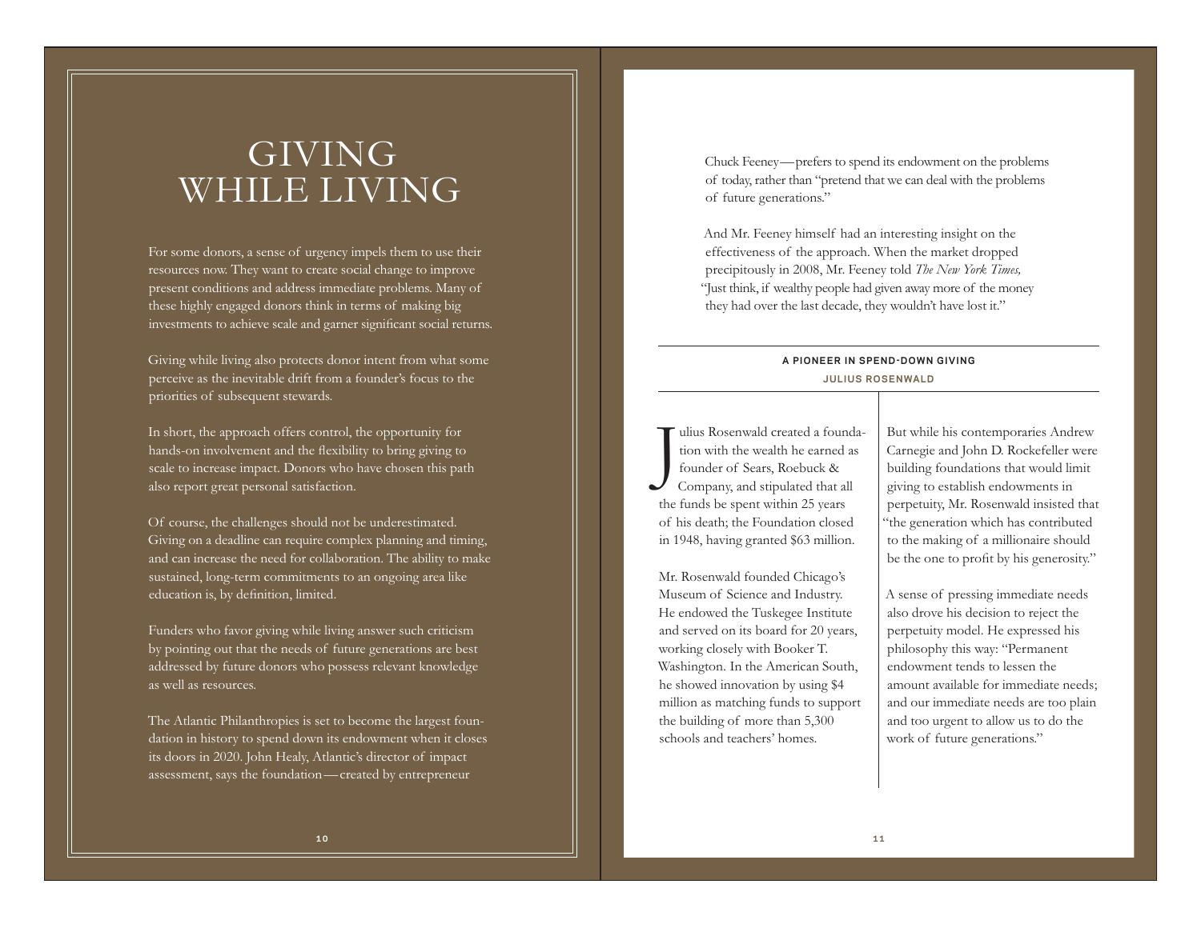# GIVING WHILE LIVING

For some donors, a sense of urgency impels them to use their resources now. They want to create social change to improve present conditions and address immediate problems. Many of these highly engaged donors think in terms of making big investments to achieve scale and garner significant social returns.

Giving while living also protects donor intent from what some perceive as the inevitable drift from a founder's focus to the priorities of subsequent stewards.

In short, the approach offers control, the opportunity for hands-on involvement and the flexibility to bring giving to scale to increase impact. Donors who have chosen this path also report great personal satisfaction.

Of course, the challenges should not be underestimated. Giving on a deadline can require complex planning and timing, and can increase the need for collaboration. The ability to make sustained, long-term commitments to an ongoing area like education is, by definition, limited.

Funders who favor giving while living answer such criticism by pointing out that the needs of future generations are best addressed by future donors who possess relevant knowledge as well as resources.

The Atlantic Philanthropies is set to become the largest foundation in history to spend down its endowment when it closes its doors in 2020. John Healy, Atlantic's director of impact assessment, says the foundation—created by entrepreneur Chuck Feeney—prefers to spend its endowment on the problems of today, rather than "pretend that we can deal with the problems of future generations."

And Mr. Feeney himself had an interesting insight on the effectiveness of the approach. When the market dropped precipitously in 2008, Mr. Feeney told *The New York Times,* "Just think, if wealthy people had given away more of the money they had over the last decade, they wouldn't have lost it."

---

**A PIONEER IN SPEND-DOWN GIVING**

**JULIUS ROSENWALD**

Julius Rosenwald created a foundation with the wealth he earned as founder of Sears, Roebuck & Company, and stipulated that all the funds be spent within 25 years of his death; the Foundation closed in 1948, having granted $63 million.

Mr. Rosenwald founded Chicago's Museum of Science and Industry. He endowed the Tuskegee Institute and served on its board for 20 years, working closely with Booker T. Washington. In the American South, he showed innovation by using $4 million as matching funds to support the building of more than 5,300 schools and teachers' homes.

But while his contemporaries Andrew Carnegie and John D. Rockefeller were building foundations that would limit giving to establish endowments in perpetuity, Mr. Rosenwald insisted that "the generation which has contributed to the making of a millionaire should be the one to profit by his generosity."

A sense of pressing immediate needs also drove his decision to reject the perpetuity model. He expressed his philosophy this way: "Permanent endowment tends to lessen the amount available for immediate needs; and our immediate needs are too plain and too urgent to allow us to do the work of future generations."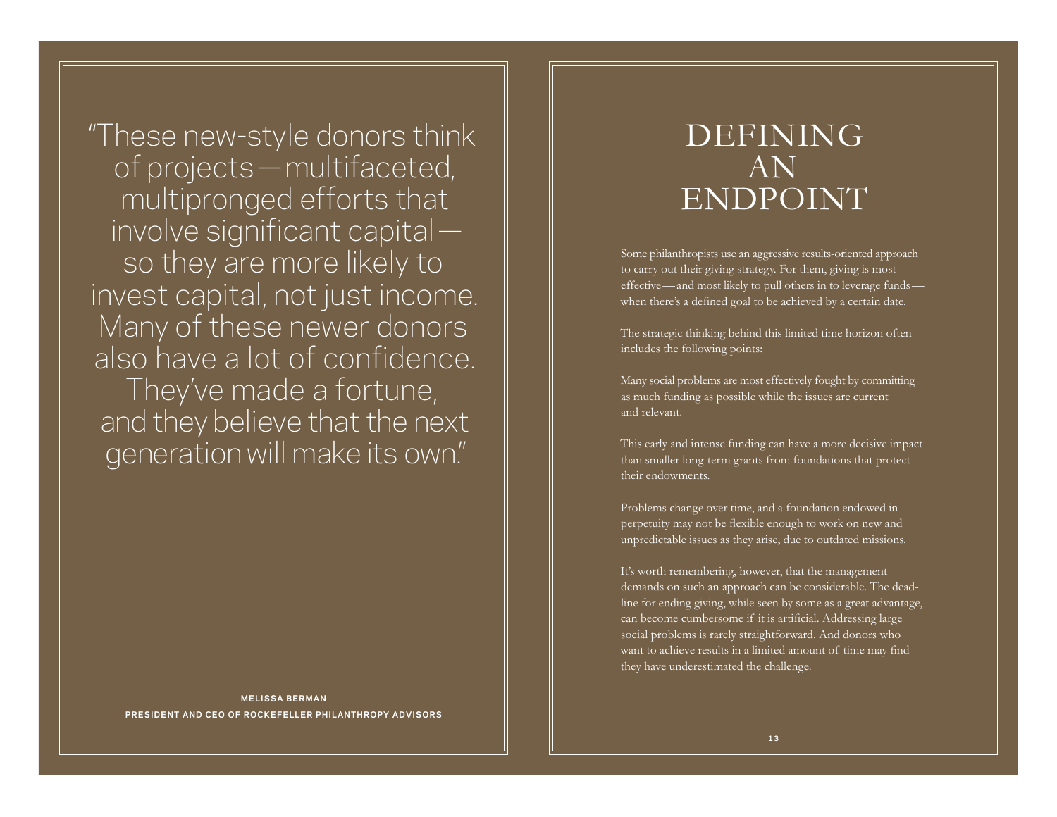"These new-style donors think of projects—multifaceted, multipronged efforts that involve significant capital—so they are more likely to invest capital, not just income. Many of these newer donors also have a lot of confidence. They've made a fortune, and they believe that the next generation will make its own."

**MELISSA BERMAN**
**PRESIDENT AND CEO OF ROCKEFELLER PHILANTHROPY ADVISORS**

# DEFINING AN ENDPOINT

Some philanthropists use an aggressive results-oriented approach to carry out their giving strategy. For them, giving is most effective—and most likely to pull others in to leverage funds—when there's a defined goal to be achieved by a certain date.

The strategic thinking behind this limited time horizon often includes the following points:

Many social problems are most effectively fought by committing as much funding as possible while the issues are current and relevant.

This early and intense funding can have a more decisive impact than smaller long-term grants from foundations that protect their endowments.

Problems change over time, and a foundation endowed in perpetuity may not be flexible enough to work on new and unpredictable issues as they arise, due to outdated missions.

It's worth remembering, however, that the management demands on such an approach can be considerable. The deadline for ending giving, while seen by some as a great advantage, can become cumbersome if it is artificial. Addressing large social problems is rarely straightforward. And donors who want to achieve results in a limited amount of time may find they have underestimated the challenge.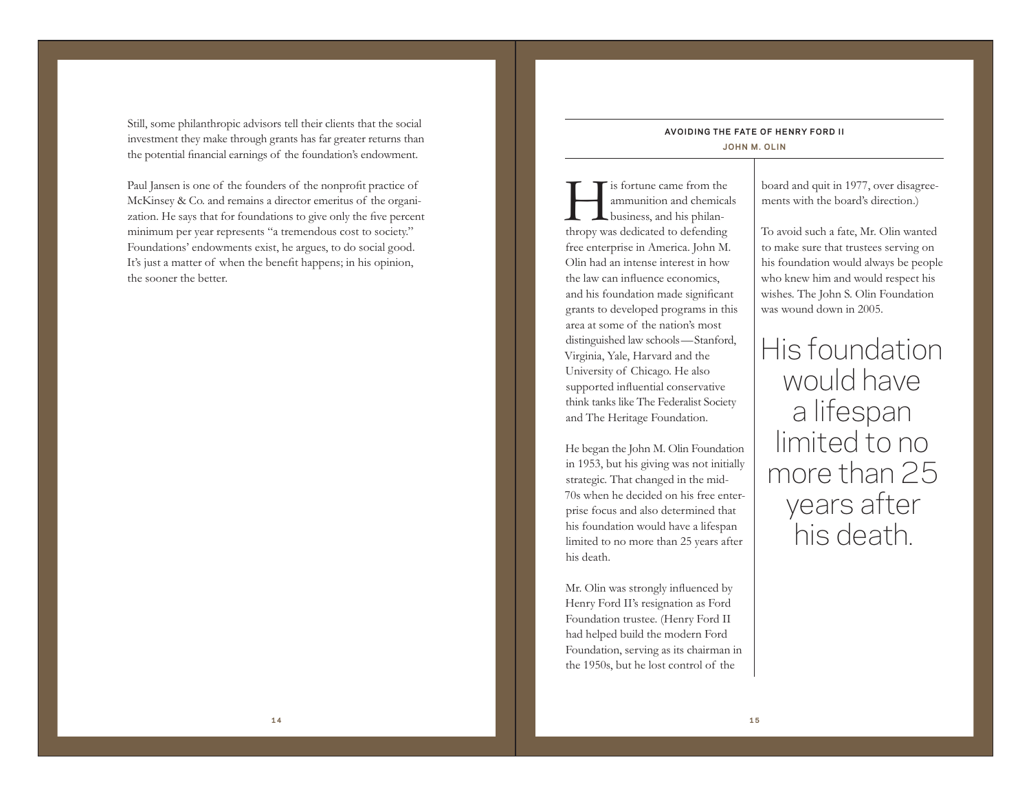Still, some philanthropic advisors tell their clients that the social investment they make through grants has far greater returns than the potential financial earnings of the foundation's endowment.

Paul Jansen is one of the founders of the nonprofit practice of McKinsey & Co. and remains a director emeritus of the organization. He says that for foundations to give only the five percent minimum per year represents "a tremendous cost to society." Foundations' endowments exist, he argues, to do social good. It's just a matter of when the benefit happens; in his opinion, the sooner the better.

## AVOIDING THE FATE OF HENRY FORD II

**JOHN M. OLIN**

His fortune came from the ammunition and chemicals business, and his philanthropy was dedicated to defending free enterprise in America. John M. Olin had an intense interest in how the law can influence economics, and his foundation made significant grants to developed programs in this area at some of the nation's most distinguished law schools—Stanford, Virginia, Yale, Harvard and the University of Chicago. He also supported influential conservative think tanks like The Federalist Society and The Heritage Foundation.

He began the John M. Olin Foundation in 1953, but his giving was not initially strategic. That changed in the mid-70s when he decided on his free enterprise focus and also determined that his foundation would have a lifespan limited to no more than 25 years after his death.

Mr. Olin was strongly influenced by Henry Ford II's resignation as Ford Foundation trustee. (Henry Ford II had helped build the modern Ford Foundation, serving as its chairman in the 1950s, but he lost control of the board and quit in 1977, over disagreements with the board's direction.)

To avoid such a fate, Mr. Olin wanted to make sure that trustees serving on his foundation would always be people who knew him and would respect his wishes. The John S. Olin Foundation was wound down in 2005.

> His foundation would have a lifespan limited to no more than 25 years after his death.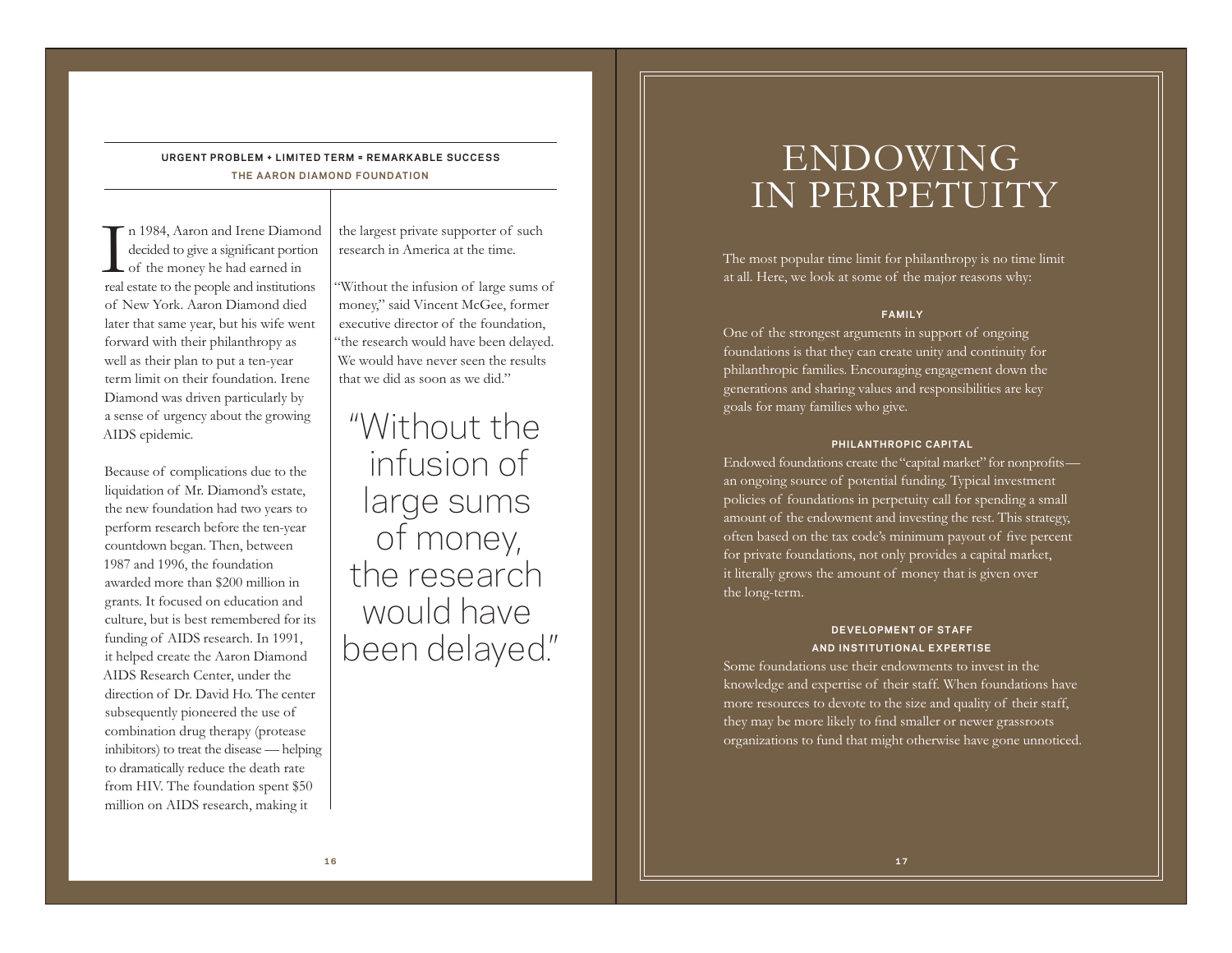**URGENT PROBLEM + LIMITED TERM = REMARKABLE SUCCESS**

**THE AARON DIAMOND FOUNDATION**

In 1984, Aaron and Irene Diamond decided to give a significant portion of the money he had earned in real estate to the people and institutions of New York. Aaron Diamond died later that same year, but his wife went forward with their philanthropy as well as their plan to put a ten-year term limit on their foundation. Irene Diamond was driven particularly by a sense of urgency about the growing AIDS epidemic.

Because of complications due to the liquidation of Mr. Diamond's estate, the new foundation had two years to perform research before the ten-year countdown began. Then, between 1987 and 1996, the foundation awarded more than $200 million in grants. It focused on education and culture, but is best remembered for its funding of AIDS research. In 1991, it helped create the Aaron Diamond AIDS Research Center, under the direction of Dr. David Ho. The center subsequently pioneered the use of combination drug therapy (protease inhibitors) to treat the disease — helping to dramatically reduce the death rate from HIV. The foundation spent $50 million on AIDS research, making it the largest private supporter of such research in America at the time.

"Without the infusion of large sums of money," said Vincent McGee, former executive director of the foundation, "the research would have been delayed. We would have never seen the results that we did as soon as we did."

> "Without the infusion of large sums of money, the research would have been delayed."

# ENDOWING IN PERPETUITY

The most popular time limit for philanthropy is no time limit at all. Here, we look at some of the major reasons why:

**FAMILY**

One of the strongest arguments in support of ongoing foundations is that they can create unity and continuity for philanthropic families. Encouraging engagement down the generations and sharing values and responsibilities are key goals for many families who give.

**PHILANTHROPIC CAPITAL**

Endowed foundations create the "capital market" for nonprofits — an ongoing source of potential funding. Typical investment policies of foundations in perpetuity call for spending a small amount of the endowment and investing the rest. This strategy, often based on the tax code's minimum payout of five percent for private foundations, not only provides a capital market, it literally grows the amount of money that is given over the long-term.

**DEVELOPMENT OF STAFF AND INSTITUTIONAL EXPERTISE**

Some foundations use their endowments to invest in the knowledge and expertise of their staff. When foundations have more resources to devote to the size and quality of their staff, they may be more likely to find smaller or newer grassroots organizations to fund that might otherwise have gone unnoticed.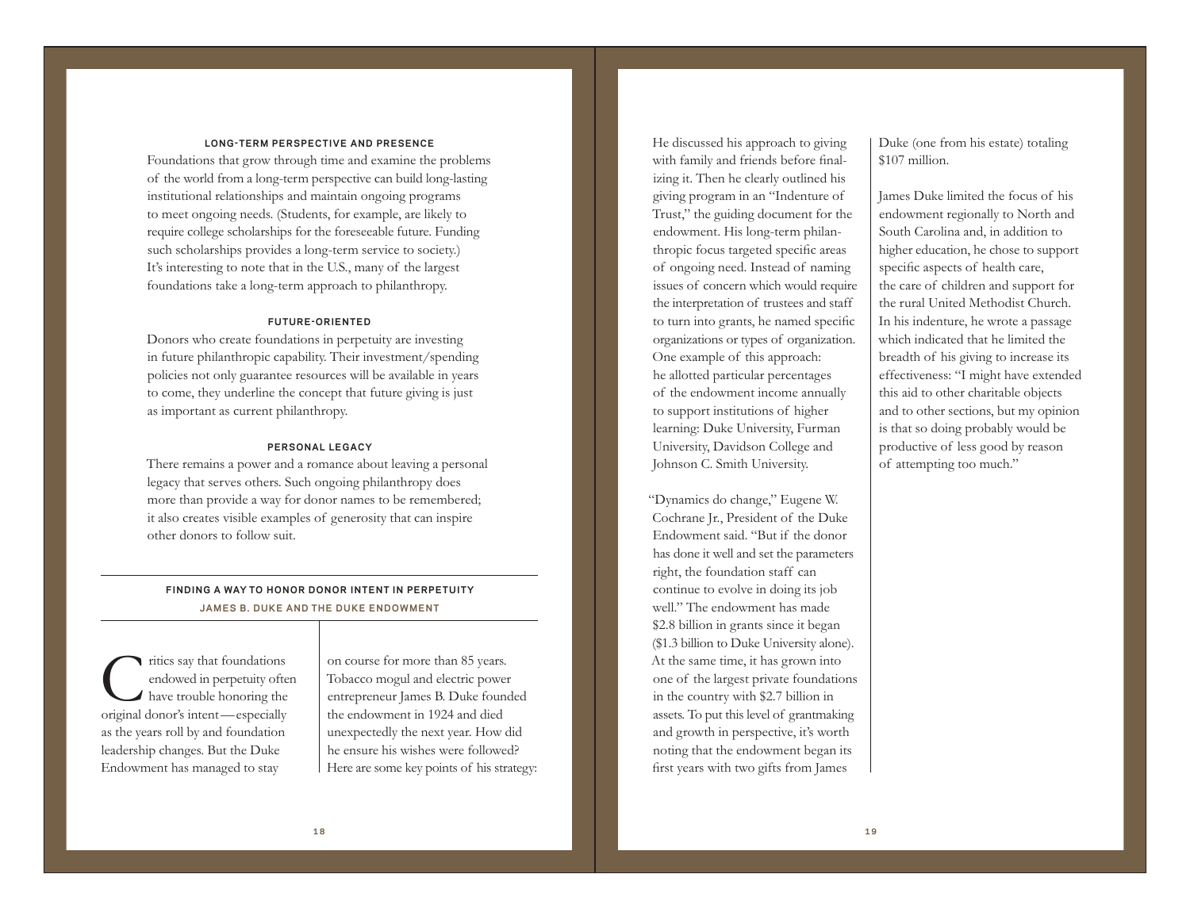### LONG-TERM PERSPECTIVE AND PRESENCE

Foundations that grow through time and examine the problems of the world from a long-term perspective can build long-lasting institutional relationships and maintain ongoing programs to meet ongoing needs. (Students, for example, are likely to require college scholarships for the foreseeable future. Funding such scholarships provides a long-term service to society.) It's interesting to note that in the U.S., many of the largest foundations take a long-term approach to philanthropy.

### FUTURE-ORIENTED

Donors who create foundations in perpetuity are investing in future philanthropic capability. Their investment/spending policies not only guarantee resources will be available in years to come, they underline the concept that future giving is just as important as current philanthropy.

### PERSONAL LEGACY

There remains a power and a romance about leaving a personal legacy that serves others. Such ongoing philanthropy does more than provide a way for donor names to be remembered; it also creates visible examples of generosity that can inspire other donors to follow suit.

## FINDING A WAY TO HONOR DONOR INTENT IN PERPETUITY

### JAMES B. DUKE AND THE DUKE ENDOWMENT

Critics say that foundations endowed in perpetuity often have trouble honoring the original donor's intent—especially as the years roll by and foundation leadership changes. But the Duke Endowment has managed to stay on course for more than 85 years. Tobacco mogul and electric power entrepreneur James B. Duke founded the endowment in 1924 and died unexpectedly the next year. How did he ensure his wishes were followed? Here are some key points of his strategy:

He discussed his approach to giving with family and friends before finalizing it. Then he clearly outlined his giving program in an "Indenture of Trust," the guiding document for the endowment. His long-term philanthropic focus targeted specific areas of ongoing need. Instead of naming issues of concern which would require the interpretation of trustees and staff to turn into grants, he named specific organizations or types of organization. One example of this approach: he allotted particular percentages of the endowment income annually to support institutions of higher learning: Duke University, Furman University, Davidson College and Johnson C. Smith University.

"Dynamics do change," Eugene W. Cochrane Jr., President of the Duke Endowment said. "But if the donor has done it well and set the parameters right, the foundation staff can continue to evolve in doing its job well." The endowment has made \$2.8 billion in grants since it began (\$1.3 billion to Duke University alone). At the same time, it has grown into one of the largest private foundations in the country with \$2.7 billion in assets. To put this level of grantmaking and growth in perspective, it's worth noting that the endowment began its first years with two gifts from James Duke (one from his estate) totaling \$107 million.

James Duke limited the focus of his endowment regionally to North and South Carolina and, in addition to higher education, he chose to support specific aspects of health care, the care of children and support for the rural United Methodist Church. In his indenture, he wrote a passage which indicated that he limited the breadth of his giving to increase its effectiveness: "I might have extended this aid to other charitable objects and to other sections, but my opinion is that so doing probably would be productive of less good by reason of attempting too much."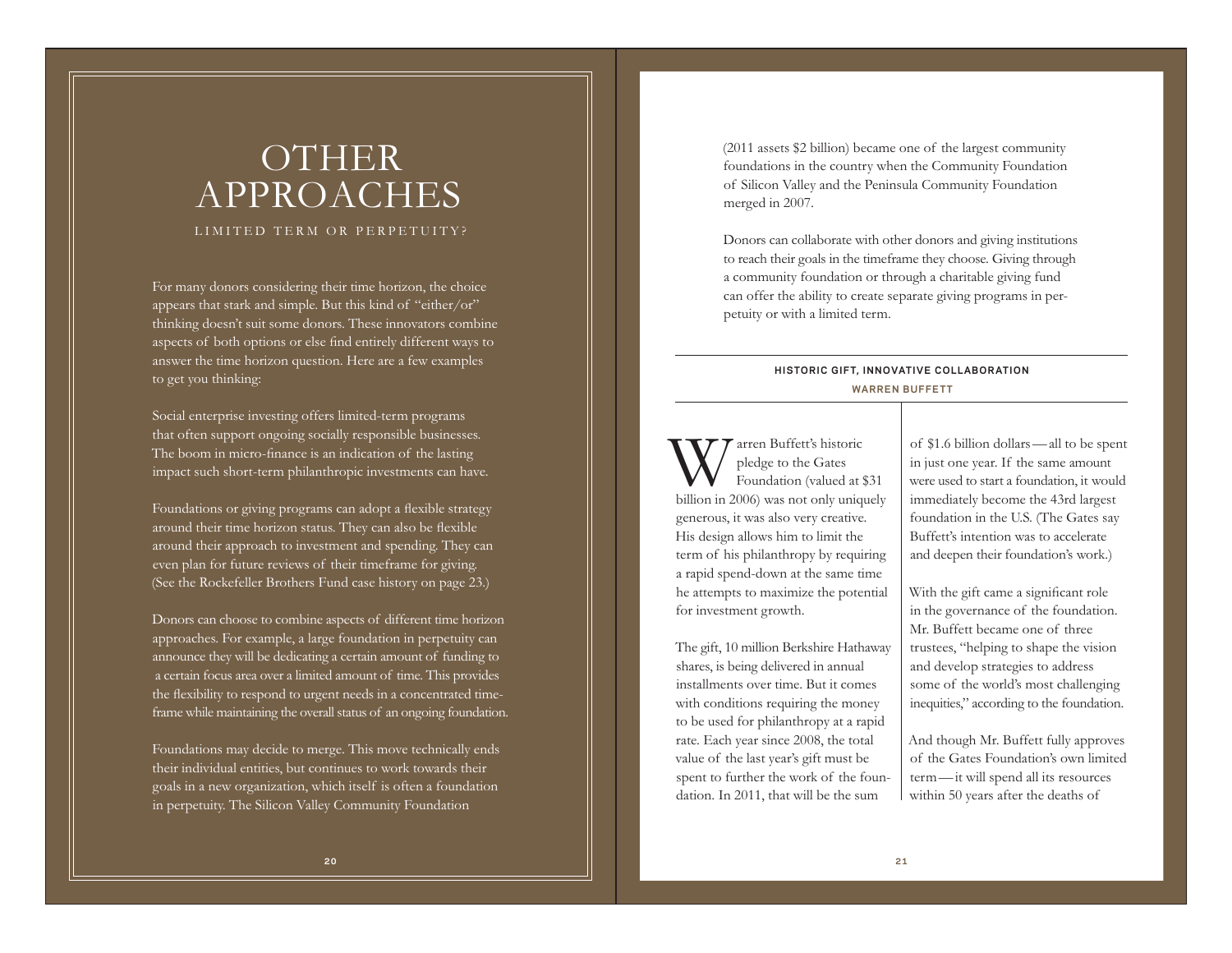# OTHER APPROACHES

LIMITED TERM OR PERPETUITY?

For many donors considering their time horizon, the choice appears that stark and simple. But this kind of "either/or" thinking doesn't suit some donors. These innovators combine aspects of both options or else find entirely different ways to answer the time horizon question. Here are a few examples to get you thinking:

Social enterprise investing offers limited-term programs that often support ongoing socially responsible businesses. The boom in micro-finance is an indication of the lasting impact such short-term philanthropic investments can have.

Foundations or giving programs can adopt a flexible strategy around their time horizon status. They can also be flexible around their approach to investment and spending. They can even plan for future reviews of their timeframe for giving. (See the Rockefeller Brothers Fund case history on page 23.)

Donors can choose to combine aspects of different time horizon approaches. For example, a large foundation in perpetuity can announce they will be dedicating a certain amount of funding to a certain focus area over a limited amount of time. This provides the flexibility to respond to urgent needs in a concentrated timeframe while maintaining the overall status of an ongoing foundation.

Foundations may decide to merge. This move technically ends their individual entities, but continues to work towards their goals in a new organization, which itself is often a foundation in perpetuity. The Silicon Valley Community Foundation (2011 assets $2 billion) became one of the largest community foundations in the country when the Community Foundation of Silicon Valley and the Peninsula Community Foundation merged in 2007.

Donors can collaborate with other donors and giving institutions to reach their goals in the timeframe they choose. Giving through a community foundation or through a charitable giving fund can offer the ability to create separate giving programs in perpetuity or with a limited term.

---

**HISTORIC GIFT, INNOVATIVE COLLABORATION**

**WARREN BUFFETT**

Warren Buffett's historic pledge to the Gates Foundation (valued at $31 billion in 2006) was not only uniquely generous, it was also very creative. His design allows him to limit the term of his philanthropy by requiring a rapid spend-down at the same time he attempts to maximize the potential for investment growth.

The gift, 10 million Berkshire Hathaway shares, is being delivered in annual installments over time. But it comes with conditions requiring the money to be used for philanthropy at a rapid rate. Each year since 2008, the total value of the last year's gift must be spent to further the work of the foundation. In 2011, that will be the sum of $1.6 billion dollars—all to be spent in just one year. If the same amount were used to start a foundation, it would immediately become the 43rd largest foundation in the U.S. (The Gates say Buffett's intention was to accelerate and deepen their foundation's work.)

With the gift came a significant role in the governance of the foundation. Mr. Buffett became one of three trustees, "helping to shape the vision and develop strategies to address some of the world's most challenging inequities," according to the foundation.

And though Mr. Buffett fully approves of the Gates Foundation's own limited term—it will spend all its resources within 50 years after the deaths of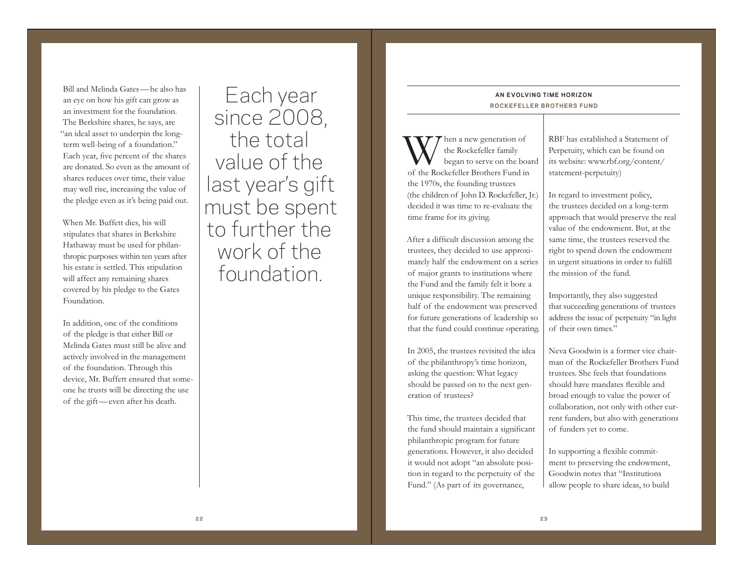Bill and Melinda Gates—he also has an eye on how his gift can grow as an investment for the foundation. The Berkshire shares, he says, are "an ideal asset to underpin the long-term well-being of a foundation." Each year, five percent of the shares are donated. So even as the amount of shares reduces over time, their value may well rise, increasing the value of the pledge even as it's being paid out.

When Mr. Buffett dies, his will stipulates that shares in Berkshire Hathaway must be used for philanthropic purposes within ten years after his estate is settled. This stipulation will affect any remaining shares covered by his pledge to the Gates Foundation.

In addition, one of the conditions of the pledge is that either Bill or Melinda Gates must still be alive and actively involved in the management of the foundation. Through this device, Mr. Buffett ensured that someone he trusts will be directing the use of the gift—even after his death.

> Each year since 2008, the total value of the last year's gift must be spent to further the work of the foundation.

## AN EVOLVING TIME HORIZON

### ROCKEFELLER BROTHERS FUND

When a new generation of the Rockefeller family began to serve on the board of the Rockefeller Brothers Fund in the 1970s, the founding trustees (the children of John D. Rockefeller, Jr.) decided it was time to re-evaluate the time frame for its giving.

After a difficult discussion among the trustees, they decided to use approximately half the endowment on a series of major grants to institutions where the Fund and the family felt it bore a unique responsibility. The remaining half of the endowment was preserved for future generations of leadership so that the fund could continue operating.

In 2005, the trustees revisited the idea of the philanthropy's time horizon, asking the question: What legacy should be passed on to the next generation of trustees?

This time, the trustees decided that the fund should maintain a significant philanthropic program for future generations. However, it also decided it would not adopt "an absolute position in regard to the perpetuity of the Fund." (As part of its governance, RBF has established a Statement of Perpetuity, which can be found on its website: www.rbf.org/content/statement-perpetuity)

In regard to investment policy, the trustees decided on a long-term approach that would preserve the real value of the endowment. But, at the same time, the trustees reserved the right to spend down the endowment in urgent situations in order to fulfill the mission of the fund.

Importantly, they also suggested that succeeding generations of trustees address the issue of perpetuity "in light of their own times."

Neva Goodwin is a former vice chairman of the Rockefeller Brothers Fund trustees. She feels that foundations should have mandates flexible and broad enough to value the power of collaboration, not only with other current funders, but also with generations of funders yet to come.

In supporting a flexible commitment to preserving the endowment, Goodwin notes that "Institutions allow people to share ideas, to build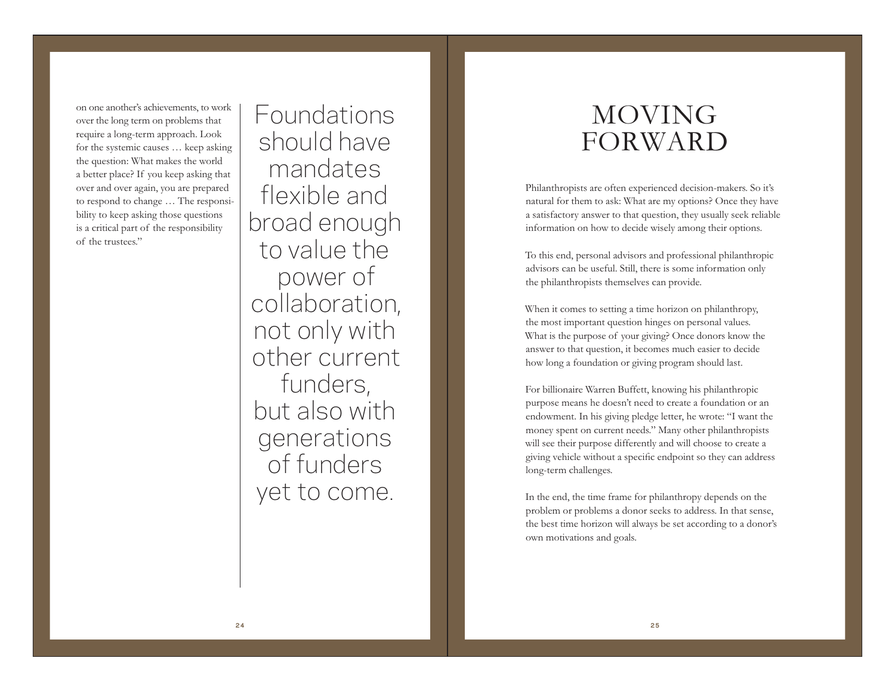on one another's achievements, to work over the long term on problems that require a long-term approach. Look for the systemic causes … keep asking the question: What makes the world a better place? If you keep asking that over and over again, you are prepared to respond to change … The responsibility to keep asking those questions is a critical part of the responsibility of the trustees."

> Foundations should have mandates flexible and broad enough to value the power of collaboration, not only with other current funders, but also with generations of funders yet to come.

# MOVING FORWARD

Philanthropists are often experienced decision-makers. So it's natural for them to ask: What are my options? Once they have a satisfactory answer to that question, they usually seek reliable information on how to decide wisely among their options.

To this end, personal advisors and professional philanthropic advisors can be useful. Still, there is some information only the philanthropists themselves can provide.

When it comes to setting a time horizon on philanthropy, the most important question hinges on personal values. What is the purpose of your giving? Once donors know the answer to that question, it becomes much easier to decide how long a foundation or giving program should last.

For billionaire Warren Buffett, knowing his philanthropic purpose means he doesn't need to create a foundation or an endowment. In his giving pledge letter, he wrote: "I want the money spent on current needs." Many other philanthropists will see their purpose differently and will choose to create a giving vehicle without a specific endpoint so they can address long-term challenges.

In the end, the time frame for philanthropy depends on the problem or problems a donor seeks to address. In that sense, the best time horizon will always be set according to a donor's own motivations and goals.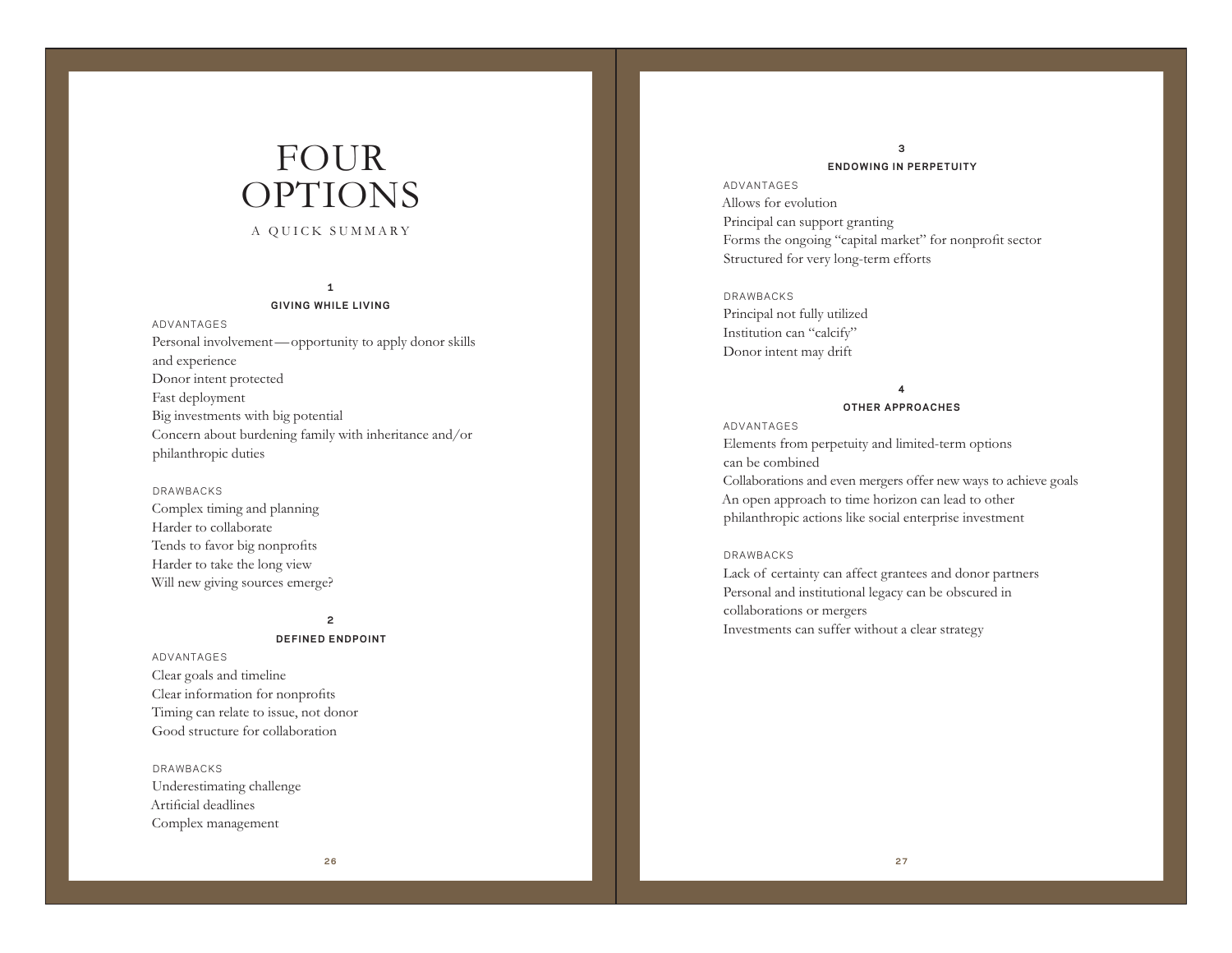# FOUR OPTIONS

A QUICK SUMMARY

## 1
## GIVING WHILE LIVING

ADVANTAGES

Personal involvement — opportunity to apply donor skills and experience
Donor intent protected
Fast deployment
Big investments with big potential
Concern about burdening family with inheritance and/or philanthropic duties

DRAWBACKS

Complex timing and planning
Harder to collaborate
Tends to favor big nonprofits
Harder to take the long view
Will new giving sources emerge?

## 2
## DEFINED ENDPOINT

ADVANTAGES

Clear goals and timeline
Clear information for nonprofits
Timing can relate to issue, not donor
Good structure for collaboration

DRAWBACKS

Underestimating challenge
Artificial deadlines
Complex management

## 3
## ENDOWING IN PERPETUITY

ADVANTAGES

Allows for evolution
Principal can support granting
Forms the ongoing "capital market" for nonprofit sector
Structured for very long-term efforts

DRAWBACKS

Principal not fully utilized
Institution can "calcify"
Donor intent may drift

## 4
## OTHER APPROACHES

ADVANTAGES

Elements from perpetuity and limited-term options can be combined
Collaborations and even mergers offer new ways to achieve goals
An open approach to time horizon can lead to other philanthropic actions like social enterprise investment

DRAWBACKS

Lack of certainty can affect grantees and donor partners
Personal and institutional legacy can be obscured in collaborations or mergers
Investments can suffer without a clear strategy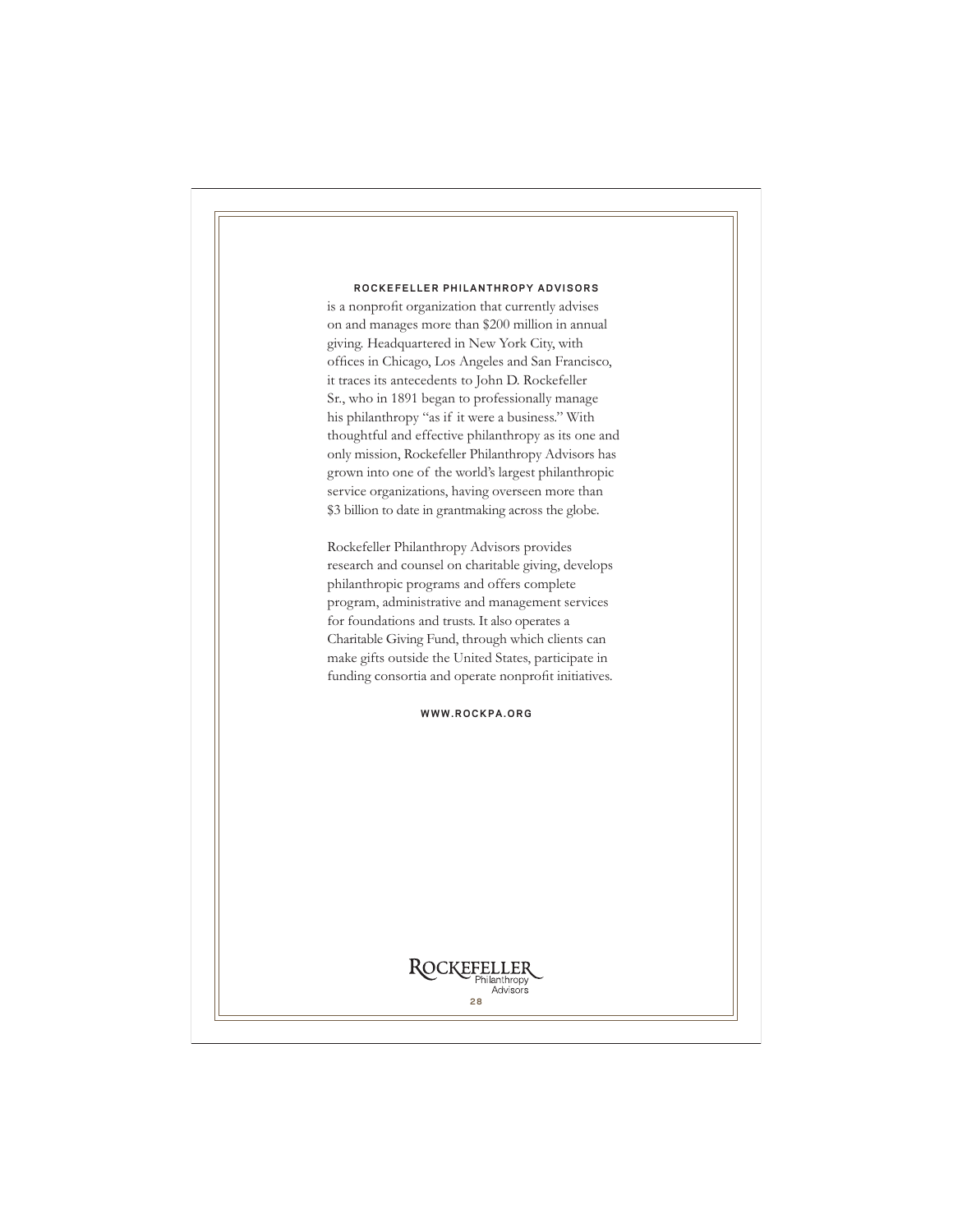**ROCKEFELLER PHILANTHROPY ADVISORS** is a nonprofit organization that currently advises on and manages more than $200 million in annual giving. Headquartered in New York City, with offices in Chicago, Los Angeles and San Francisco, it traces its antecedents to John D. Rockefeller Sr., who in 1891 began to professionally manage his philanthropy "as if it were a business." With thoughtful and effective philanthropy as its one and only mission, Rockefeller Philanthropy Advisors has grown into one of the world's largest philanthropic service organizations, having overseen more than $3 billion to date in grantmaking across the globe.

Rockefeller Philanthropy Advisors provides research and counsel on charitable giving, develops philanthropic programs and offers complete program, administrative and management services for foundations and trusts. It also operates a Charitable Giving Fund, through which clients can make gifts outside the United States, participate in funding consortia and operate nonprofit initiatives.

**WWW.ROCKPA.ORG**

ROCKEFELLER Philanthropy Advisors